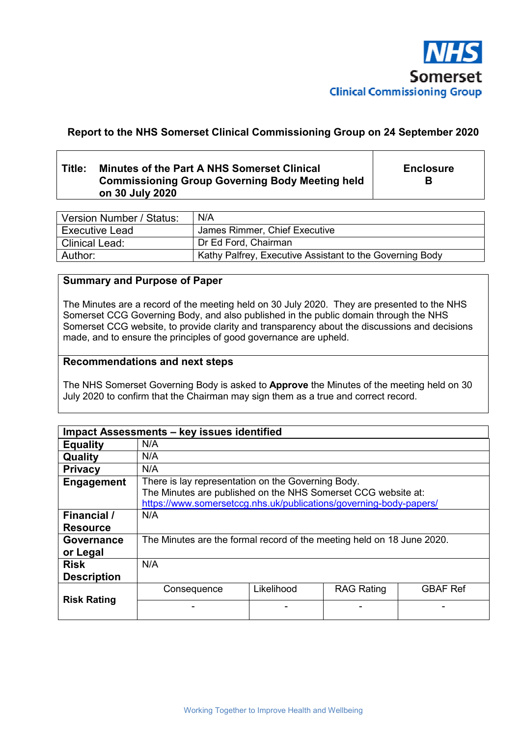NHS Somerset Clinical Commissioning Group

**Report to the NHS Somerset Clinical Commissioning Group on 24 September 2020**

| **Title:** **Minutes of the Part A NHS Somerset Clinical Commissioning Group Governing Body Meeting held on 30 July 2020** | **Enclosure B** |
|---|---|

| | |
|---|---|
| Version Number / Status: | N/A |
| Executive Lead | James Rimmer, Chief Executive |
| Clinical Lead: | Dr Ed Ford, Chairman |
| Author: | Kathy Palfrey, Executive Assistant to the Governing Body |

**Summary and Purpose of Paper**

The Minutes are a record of the meeting held on 30 July 2020. They are presented to the NHS Somerset CCG Governing Body, and also published in the public domain through the NHS Somerset CCG website, to provide clarity and transparency about the discussions and decisions made, and to ensure the principles of good governance are upheld.

**Recommendations and next steps**

The NHS Somerset Governing Body is asked to **Approve** the Minutes of the meeting held on 30 July 2020 to confirm that the Chairman may sign them as a true and correct record.

| **Impact Assessments – key issues identified** | | | | |
|---|---|---|---|---|
| **Equality** | N/A | | | |
| **Quality** | N/A | | | |
| **Privacy** | N/A | | | |
| **Engagement** | There is lay representation on the Governing Body. The Minutes are published on the NHS Somerset CCG website at: https://www.somersetccg.nhs.uk/publications/governing-body-papers/ | | | |
| **Financial / Resource** | N/A | | | |
| **Governance or Legal** | The Minutes are the formal record of the meeting held on 18 June 2020. | | | |
| **Risk Description** | N/A | | | |
| **Risk Rating** | Consequence | Likelihood | RAG Rating | GBAF Ref |
| | - | - | - | - |

Working Together to Improve Health and Wellbeing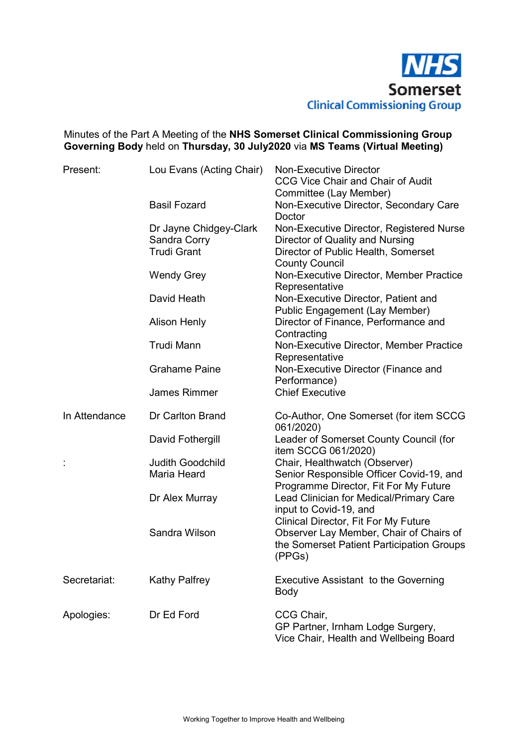NHS Somerset Clinical Commissioning Group

Minutes of the Part A Meeting of the **NHS Somerset Clinical Commissioning Group Governing Body** held on **Thursday, 30 July2020** via **MS Teams (Virtual Meeting)**

| | | |
|---|---|---|
| Present: | Lou Evans (Acting Chair) | Non-Executive Director CCG Vice Chair and Chair of Audit Committee (Lay Member) |
| | Basil Fozard | Non-Executive Director, Secondary Care Doctor |
| | Dr Jayne Chidgey-Clark | Non-Executive Director, Registered Nurse |
| | Sandra Corry | Director of Quality and Nursing |
| | Trudi Grant | Director of Public Health, Somerset County Council |
| | Wendy Grey | Non-Executive Director, Member Practice Representative |
| | David Heath | Non-Executive Director, Patient and Public Engagement (Lay Member) |
| | Alison Henly | Director of Finance, Performance and Contracting |
| | Trudi Mann | Non-Executive Director, Member Practice Representative |
| | Grahame Paine | Non-Executive Director (Finance and Performance) |
| | James Rimmer | Chief Executive |
| In Attendance: | Dr Carlton Brand | Co-Author, One Somerset (for item SCCG 061/2020) |
| | David Fothergill | Leader of Somerset County Council (for item SCCG 061/2020) |
| | Judith Goodchild | Chair, Healthwatch (Observer) |
| | Maria Heard | Senior Responsible Officer Covid-19, and Programme Director, Fit For My Future |
| | Dr Alex Murray | Lead Clinician for Medical/Primary Care input to Covid-19, and Clinical Director, Fit For My Future |
| | Sandra Wilson | Observer Lay Member, Chair of Chairs of the Somerset Patient Participation Groups (PPGs) |
| Secretariat: | Kathy Palfrey | Executive Assistant to the Governing Body |
| Apologies: | Dr Ed Ford | CCG Chair, GP Partner, Irnham Lodge Surgery, Vice Chair, Health and Wellbeing Board |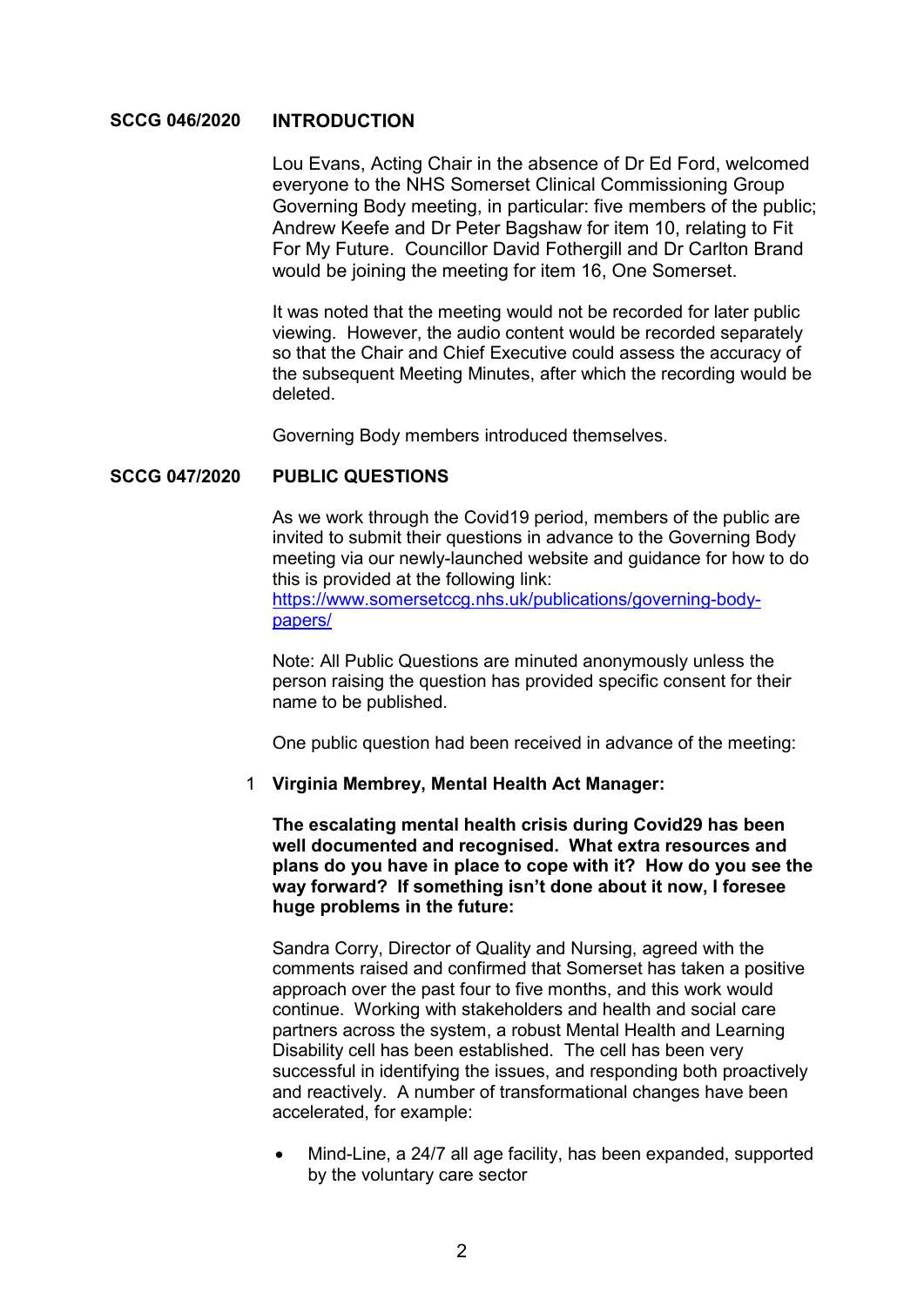**SCCG 046/2020 INTRODUCTION**

Lou Evans, Acting Chair in the absence of Dr Ed Ford, welcomed everyone to the NHS Somerset Clinical Commissioning Group Governing Body meeting, in particular: five members of the public; Andrew Keefe and Dr Peter Bagshaw for item 10, relating to Fit For My Future. Councillor David Fothergill and Dr Carlton Brand would be joining the meeting for item 16, One Somerset.

It was noted that the meeting would not be recorded for later public viewing. However, the audio content would be recorded separately so that the Chair and Chief Executive could assess the accuracy of the subsequent Meeting Minutes, after which the recording would be deleted.

Governing Body members introduced themselves.

**SCCG 047/2020 PUBLIC QUESTIONS**

As we work through the Covid19 period, members of the public are invited to submit their questions in advance to the Governing Body meeting via our newly-launched website and guidance for how to do this is provided at the following link: [https://www.somersetccg.nhs.uk/publications/governing-body-papers/](https://www.somersetccg.nhs.uk/publications/governing-body-papers/)

Note: All Public Questions are minuted anonymously unless the person raising the question has provided specific consent for their name to be published.

One public question had been received in advance of the meeting:

1 **Virginia Membrey, Mental Health Act Manager:**

**The escalating mental health crisis during Covid29 has been well documented and recognised. What extra resources and plans do you have in place to cope with it? How do you see the way forward? If something isn't done about it now, I foresee huge problems in the future:**

Sandra Corry, Director of Quality and Nursing, agreed with the comments raised and confirmed that Somerset has taken a positive approach over the past four to five months, and this work would continue. Working with stakeholders and health and social care partners across the system, a robust Mental Health and Learning Disability cell has been established. The cell has been very successful in identifying the issues, and responding both proactively and reactively. A number of transformational changes have been accelerated, for example:

- Mind-Line, a 24/7 all age facility, has been expanded, supported by the voluntary care sector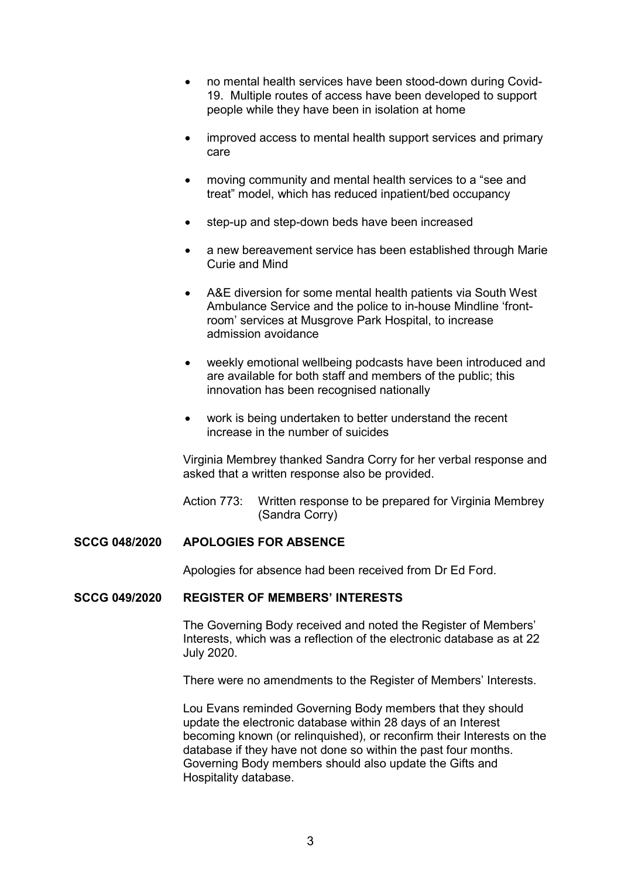- no mental health services have been stood-down during Covid-19. Multiple routes of access have been developed to support people while they have been in isolation at home

- improved access to mental health support services and primary care

- moving community and mental health services to a "see and treat" model, which has reduced inpatient/bed occupancy

- step-up and step-down beds have been increased

- a new bereavement service has been established through Marie Curie and Mind

- A&E diversion for some mental health patients via South West Ambulance Service and the police to in-house Mindline 'front-room' services at Musgrove Park Hospital, to increase admission avoidance

- weekly emotional wellbeing podcasts have been introduced and are available for both staff and members of the public; this innovation has been recognised nationally

- work is being undertaken to better understand the recent increase in the number of suicides

Virginia Membrey thanked Sandra Corry for her verbal response and asked that a written response also be provided.

Action 773: Written response to be prepared for Virginia Membrey (Sandra Corry)

**SCCG 048/2020 APOLOGIES FOR ABSENCE**

Apologies for absence had been received from Dr Ed Ford.

**SCCG 049/2020 REGISTER OF MEMBERS' INTERESTS**

The Governing Body received and noted the Register of Members' Interests, which was a reflection of the electronic database as at 22 July 2020.

There were no amendments to the Register of Members' Interests.

Lou Evans reminded Governing Body members that they should update the electronic database within 28 days of an Interest becoming known (or relinquished), or reconfirm their Interests on the database if they have not done so within the past four months. Governing Body members should also update the Gifts and Hospitality database.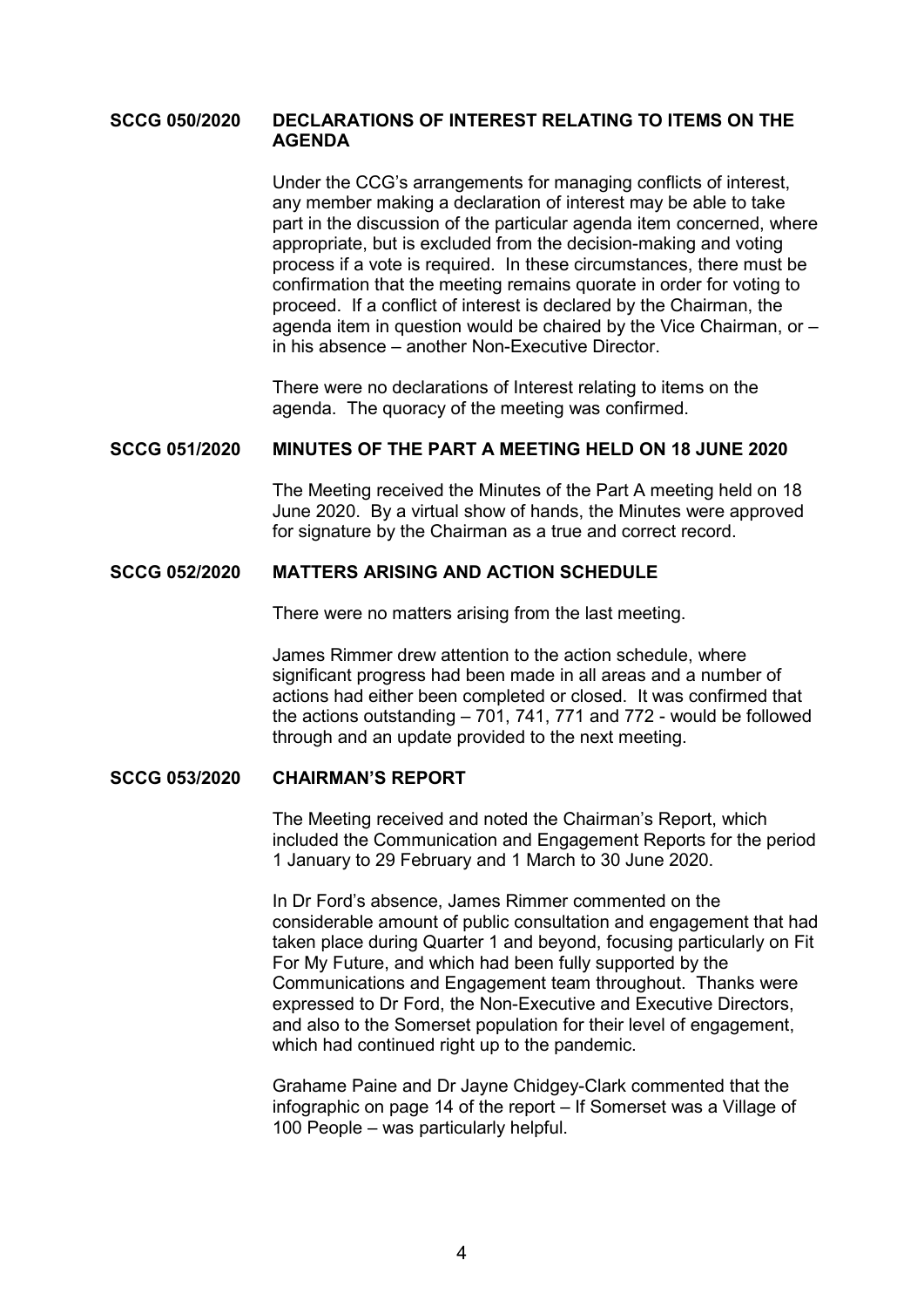## SCCG 050/2020 DECLARATIONS OF INTEREST RELATING TO ITEMS ON THE AGENDA

Under the CCG's arrangements for managing conflicts of interest, any member making a declaration of interest may be able to take part in the discussion of the particular agenda item concerned, where appropriate, but is excluded from the decision-making and voting process if a vote is required. In these circumstances, there must be confirmation that the meeting remains quorate in order for voting to proceed. If a conflict of interest is declared by the Chairman, the agenda item in question would be chaired by the Vice Chairman, or – in his absence – another Non-Executive Director.

There were no declarations of Interest relating to items on the agenda. The quoracy of the meeting was confirmed.

## SCCG 051/2020 MINUTES OF THE PART A MEETING HELD ON 18 JUNE 2020

The Meeting received the Minutes of the Part A meeting held on 18 June 2020. By a virtual show of hands, the Minutes were approved for signature by the Chairman as a true and correct record.

## SCCG 052/2020 MATTERS ARISING AND ACTION SCHEDULE

There were no matters arising from the last meeting.

James Rimmer drew attention to the action schedule, where significant progress had been made in all areas and a number of actions had either been completed or closed. It was confirmed that the actions outstanding – 701, 741, 771 and 772 - would be followed through and an update provided to the next meeting.

## SCCG 053/2020 CHAIRMAN'S REPORT

The Meeting received and noted the Chairman's Report, which included the Communication and Engagement Reports for the period 1 January to 29 February and 1 March to 30 June 2020.

In Dr Ford's absence, James Rimmer commented on the considerable amount of public consultation and engagement that had taken place during Quarter 1 and beyond, focusing particularly on Fit For My Future, and which had been fully supported by the Communications and Engagement team throughout. Thanks were expressed to Dr Ford, the Non-Executive and Executive Directors, and also to the Somerset population for their level of engagement, which had continued right up to the pandemic.

Grahame Paine and Dr Jayne Chidgey-Clark commented that the infographic on page 14 of the report – If Somerset was a Village of 100 People – was particularly helpful.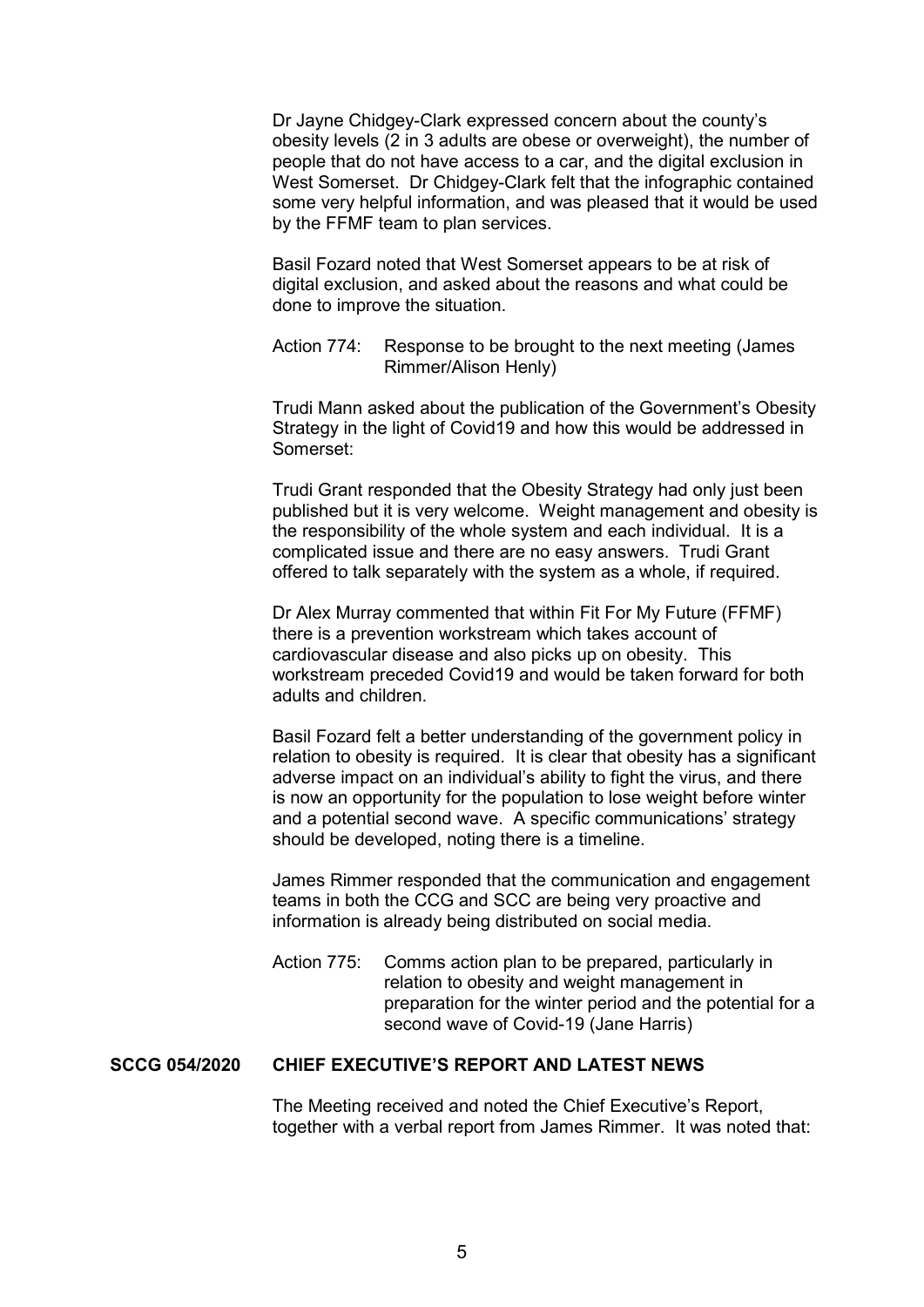Dr Jayne Chidgey-Clark expressed concern about the county's obesity levels (2 in 3 adults are obese or overweight), the number of people that do not have access to a car, and the digital exclusion in West Somerset. Dr Chidgey-Clark felt that the infographic contained some very helpful information, and was pleased that it would be used by the FFMF team to plan services.

Basil Fozard noted that West Somerset appears to be at risk of digital exclusion, and asked about the reasons and what could be done to improve the situation.

Action 774: Response to be brought to the next meeting (James Rimmer/Alison Henly)

Trudi Mann asked about the publication of the Government's Obesity Strategy in the light of Covid19 and how this would be addressed in Somerset:

Trudi Grant responded that the Obesity Strategy had only just been published but it is very welcome. Weight management and obesity is the responsibility of the whole system and each individual. It is a complicated issue and there are no easy answers. Trudi Grant offered to talk separately with the system as a whole, if required.

Dr Alex Murray commented that within Fit For My Future (FFMF) there is a prevention workstream which takes account of cardiovascular disease and also picks up on obesity. This workstream preceded Covid19 and would be taken forward for both adults and children.

Basil Fozard felt a better understanding of the government policy in relation to obesity is required. It is clear that obesity has a significant adverse impact on an individual's ability to fight the virus, and there is now an opportunity for the population to lose weight before winter and a potential second wave. A specific communications' strategy should be developed, noting there is a timeline.

James Rimmer responded that the communication and engagement teams in both the CCG and SCC are being very proactive and information is already being distributed on social media.

Action 775: Comms action plan to be prepared, particularly in relation to obesity and weight management in preparation for the winter period and the potential for a second wave of Covid-19 (Jane Harris)

## SCCG 054/2020 CHIEF EXECUTIVE'S REPORT AND LATEST NEWS

The Meeting received and noted the Chief Executive's Report, together with a verbal report from James Rimmer. It was noted that: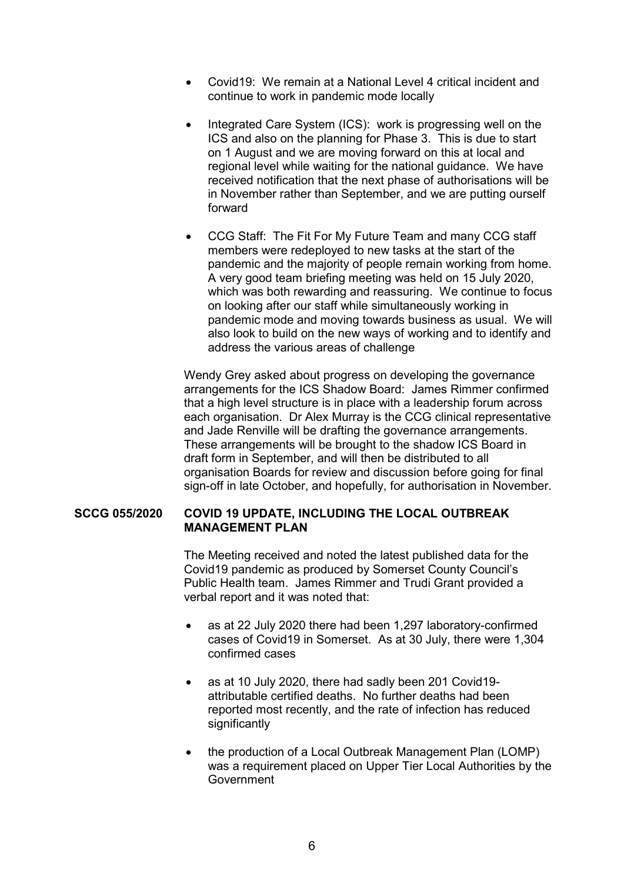- Covid19: We remain at a National Level 4 critical incident and continue to work in pandemic mode locally

- Integrated Care System (ICS): work is progressing well on the ICS and also on the planning for Phase 3. This is due to start on 1 August and we are moving forward on this at local and regional level while waiting for the national guidance. We have received notification that the next phase of authorisations will be in November rather than September, and we are putting ourself forward

- CCG Staff: The Fit For My Future Team and many CCG staff members were redeployed to new tasks at the start of the pandemic and the majority of people remain working from home. A very good team briefing meeting was held on 15 July 2020, which was both rewarding and reassuring. We continue to focus on looking after our staff while simultaneously working in pandemic mode and moving towards business as usual. We will also look to build on the new ways of working and to identify and address the various areas of challenge

Wendy Grey asked about progress on developing the governance arrangements for the ICS Shadow Board: James Rimmer confirmed that a high level structure is in place with a leadership forum across each organisation. Dr Alex Murray is the CCG clinical representative and Jade Renville will be drafting the governance arrangements. These arrangements will be brought to the shadow ICS Board in draft form in September, and will then be distributed to all organisation Boards for review and discussion before going for final sign-off in late October, and hopefully, for authorisation in November.

**SCCG 055/2020 COVID 19 UPDATE, INCLUDING THE LOCAL OUTBREAK MANAGEMENT PLAN**

The Meeting received and noted the latest published data for the Covid19 pandemic as produced by Somerset County Council's Public Health team. James Rimmer and Trudi Grant provided a verbal report and it was noted that:

- as at 22 July 2020 there had been 1,297 laboratory-confirmed cases of Covid19 in Somerset. As at 30 July, there were 1,304 confirmed cases

- as at 10 July 2020, there had sadly been 201 Covid19-attributable certified deaths. No further deaths had been reported most recently, and the rate of infection has reduced significantly

- the production of a Local Outbreak Management Plan (LOMP) was a requirement placed on Upper Tier Local Authorities by the Government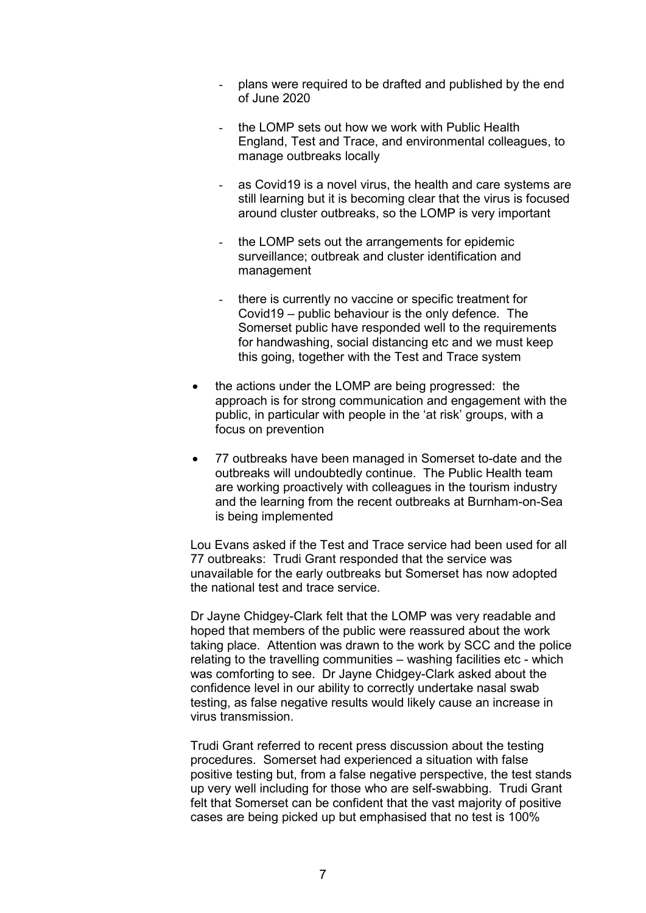- plans were required to be drafted and published by the end of June 2020

  - the LOMP sets out how we work with Public Health England, Test and Trace, and environmental colleagues, to manage outbreaks locally

  - as Covid19 is a novel virus, the health and care systems are still learning but it is becoming clear that the virus is focused around cluster outbreaks, so the LOMP is very important

  - the LOMP sets out the arrangements for epidemic surveillance; outbreak and cluster identification and management

  - there is currently no vaccine or specific treatment for Covid19 – public behaviour is the only defence. The Somerset public have responded well to the requirements for handwashing, social distancing etc and we must keep this going, together with the Test and Trace system

- the actions under the LOMP are being progressed: the approach is for strong communication and engagement with the public, in particular with people in the 'at risk' groups, with a focus on prevention

- 77 outbreaks have been managed in Somerset to-date and the outbreaks will undoubtedly continue. The Public Health team are working proactively with colleagues in the tourism industry and the learning from the recent outbreaks at Burnham-on-Sea is being implemented

Lou Evans asked if the Test and Trace service had been used for all 77 outbreaks: Trudi Grant responded that the service was unavailable for the early outbreaks but Somerset has now adopted the national test and trace service.

Dr Jayne Chidgey-Clark felt that the LOMP was very readable and hoped that members of the public were reassured about the work taking place. Attention was drawn to the work by SCC and the police relating to the travelling communities – washing facilities etc - which was comforting to see. Dr Jayne Chidgey-Clark asked about the confidence level in our ability to correctly undertake nasal swab testing, as false negative results would likely cause an increase in virus transmission.

Trudi Grant referred to recent press discussion about the testing procedures. Somerset had experienced a situation with false positive testing but, from a false negative perspective, the test stands up very well including for those who are self-swabbing. Trudi Grant felt that Somerset can be confident that the vast majority of positive cases are being picked up but emphasised that no test is 100%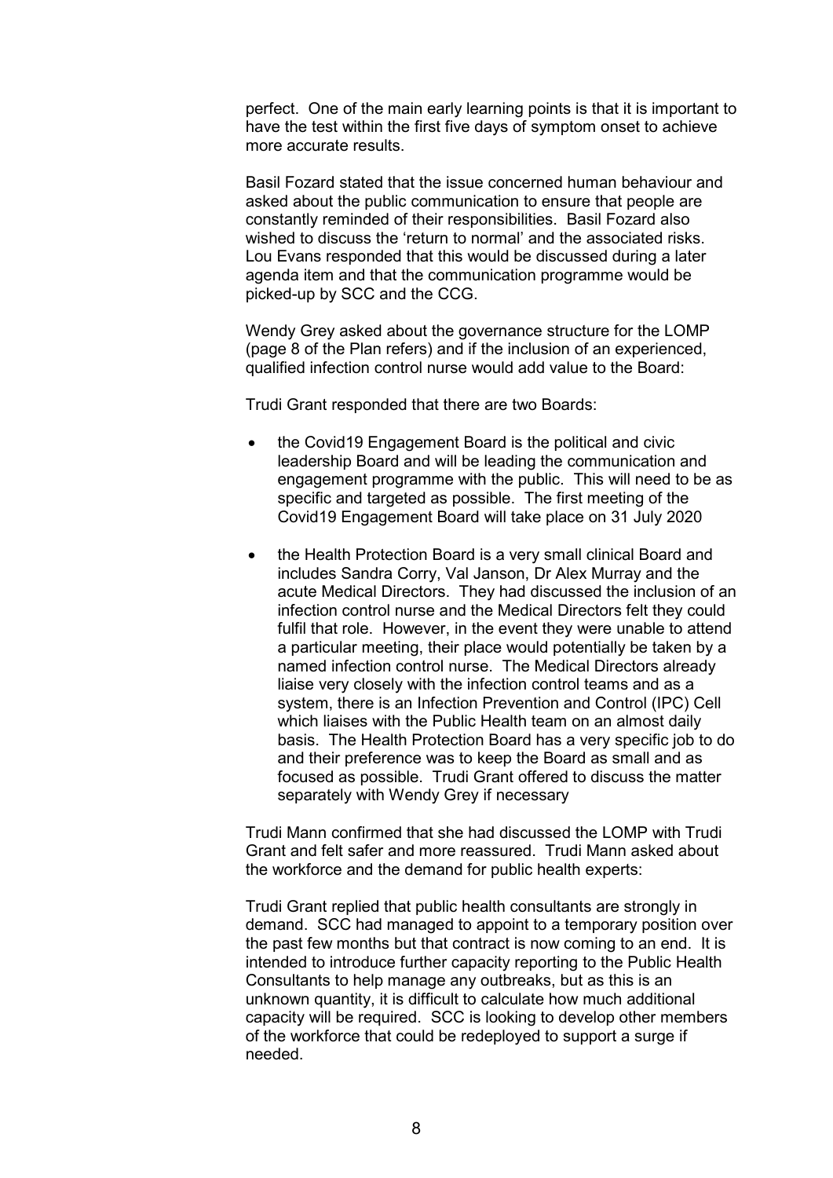perfect. One of the main early learning points is that it is important to have the test within the first five days of symptom onset to achieve more accurate results.

Basil Fozard stated that the issue concerned human behaviour and asked about the public communication to ensure that people are constantly reminded of their responsibilities. Basil Fozard also wished to discuss the 'return to normal' and the associated risks. Lou Evans responded that this would be discussed during a later agenda item and that the communication programme would be picked-up by SCC and the CCG.

Wendy Grey asked about the governance structure for the LOMP (page 8 of the Plan refers) and if the inclusion of an experienced, qualified infection control nurse would add value to the Board:

Trudi Grant responded that there are two Boards:

- the Covid19 Engagement Board is the political and civic leadership Board and will be leading the communication and engagement programme with the public. This will need to be as specific and targeted as possible. The first meeting of the Covid19 Engagement Board will take place on 31 July 2020
- the Health Protection Board is a very small clinical Board and includes Sandra Corry, Val Janson, Dr Alex Murray and the acute Medical Directors. They had discussed the inclusion of an infection control nurse and the Medical Directors felt they could fulfil that role. However, in the event they were unable to attend a particular meeting, their place would potentially be taken by a named infection control nurse. The Medical Directors already liaise very closely with the infection control teams and as a system, there is an Infection Prevention and Control (IPC) Cell which liaises with the Public Health team on an almost daily basis. The Health Protection Board has a very specific job to do and their preference was to keep the Board as small and as focused as possible. Trudi Grant offered to discuss the matter separately with Wendy Grey if necessary

Trudi Mann confirmed that she had discussed the LOMP with Trudi Grant and felt safer and more reassured. Trudi Mann asked about the workforce and the demand for public health experts:

Trudi Grant replied that public health consultants are strongly in demand. SCC had managed to appoint to a temporary position over the past few months but that contract is now coming to an end. It is intended to introduce further capacity reporting to the Public Health Consultants to help manage any outbreaks, but as this is an unknown quantity, it is difficult to calculate how much additional capacity will be required. SCC is looking to develop other members of the workforce that could be redeployed to support a surge if needed.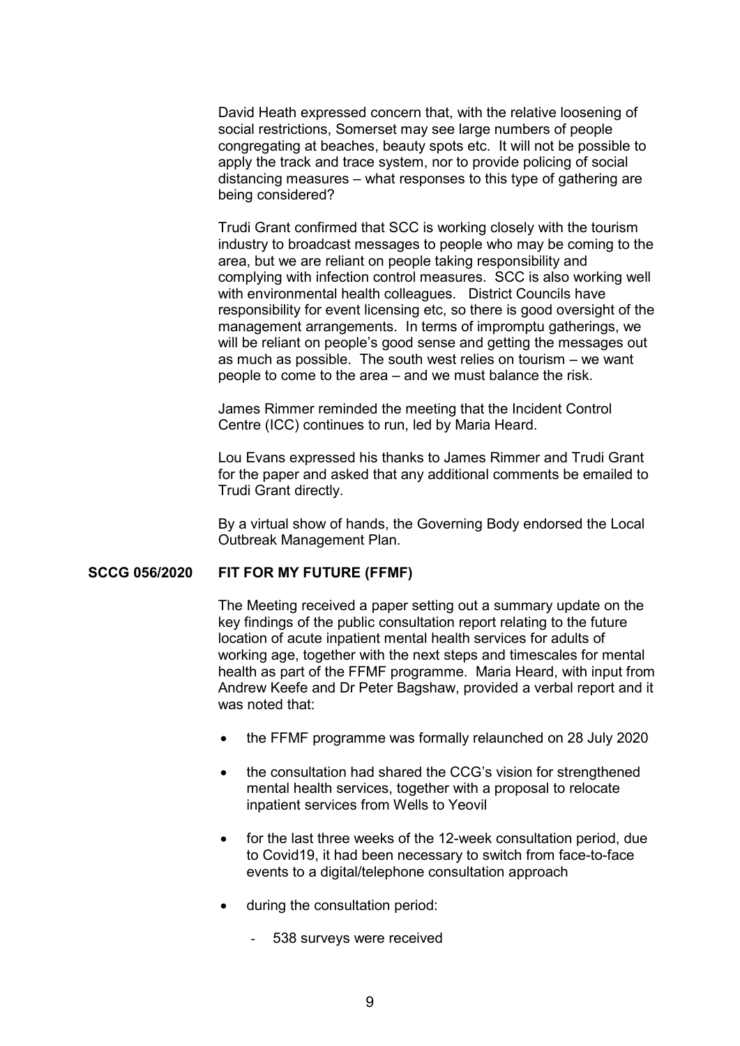David Heath expressed concern that, with the relative loosening of social restrictions, Somerset may see large numbers of people congregating at beaches, beauty spots etc. It will not be possible to apply the track and trace system, nor to provide policing of social distancing measures – what responses to this type of gathering are being considered?

Trudi Grant confirmed that SCC is working closely with the tourism industry to broadcast messages to people who may be coming to the area, but we are reliant on people taking responsibility and complying with infection control measures. SCC is also working well with environmental health colleagues. District Councils have responsibility for event licensing etc, so there is good oversight of the management arrangements. In terms of impromptu gatherings, we will be reliant on people's good sense and getting the messages out as much as possible. The south west relies on tourism – we want people to come to the area – and we must balance the risk.

James Rimmer reminded the meeting that the Incident Control Centre (ICC) continues to run, led by Maria Heard.

Lou Evans expressed his thanks to James Rimmer and Trudi Grant for the paper and asked that any additional comments be emailed to Trudi Grant directly.

By a virtual show of hands, the Governing Body endorsed the Local Outbreak Management Plan.

**SCCG 056/2020 FIT FOR MY FUTURE (FFMF)**

The Meeting received a paper setting out a summary update on the key findings of the public consultation report relating to the future location of acute inpatient mental health services for adults of working age, together with the next steps and timescales for mental health as part of the FFMF programme. Maria Heard, with input from Andrew Keefe and Dr Peter Bagshaw, provided a verbal report and it was noted that:

- the FFMF programme was formally relaunched on 28 July 2020
- the consultation had shared the CCG's vision for strengthened mental health services, together with a proposal to relocate inpatient services from Wells to Yeovil
- for the last three weeks of the 12-week consultation period, due to Covid19, it had been necessary to switch from face-to-face events to a digital/telephone consultation approach
- during the consultation period:
  - 538 surveys were received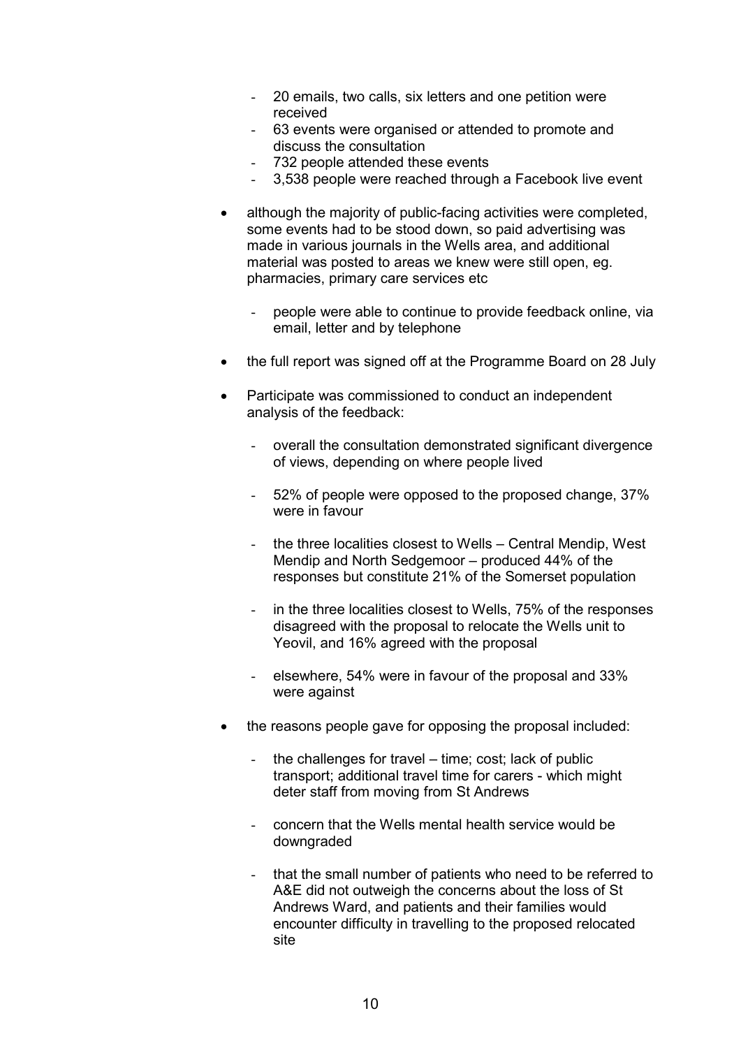- 20 emails, two calls, six letters and one petition were received
  - 63 events were organised or attended to promote and discuss the consultation
  - 732 people attended these events
  - 3,538 people were reached through a Facebook live event

- although the majority of public-facing activities were completed, some events had to be stood down, so paid advertising was made in various journals in the Wells area, and additional material was posted to areas we knew were still open, eg. pharmacies, primary care services etc

  - people were able to continue to provide feedback online, via email, letter and by telephone

- the full report was signed off at the Programme Board on 28 July

- Participate was commissioned to conduct an independent analysis of the feedback:

  - overall the consultation demonstrated significant divergence of views, depending on where people lived

  - 52% of people were opposed to the proposed change, 37% were in favour

  - the three localities closest to Wells – Central Mendip, West Mendip and North Sedgemoor – produced 44% of the responses but constitute 21% of the Somerset population

  - in the three localities closest to Wells, 75% of the responses disagreed with the proposal to relocate the Wells unit to Yeovil, and 16% agreed with the proposal

  - elsewhere, 54% were in favour of the proposal and 33% were against

- the reasons people gave for opposing the proposal included:

  - the challenges for travel – time; cost; lack of public transport; additional travel time for carers - which might deter staff from moving from St Andrews

  - concern that the Wells mental health service would be downgraded

  - that the small number of patients who need to be referred to A&E did not outweigh the concerns about the loss of St Andrews Ward, and patients and their families would encounter difficulty in travelling to the proposed relocated site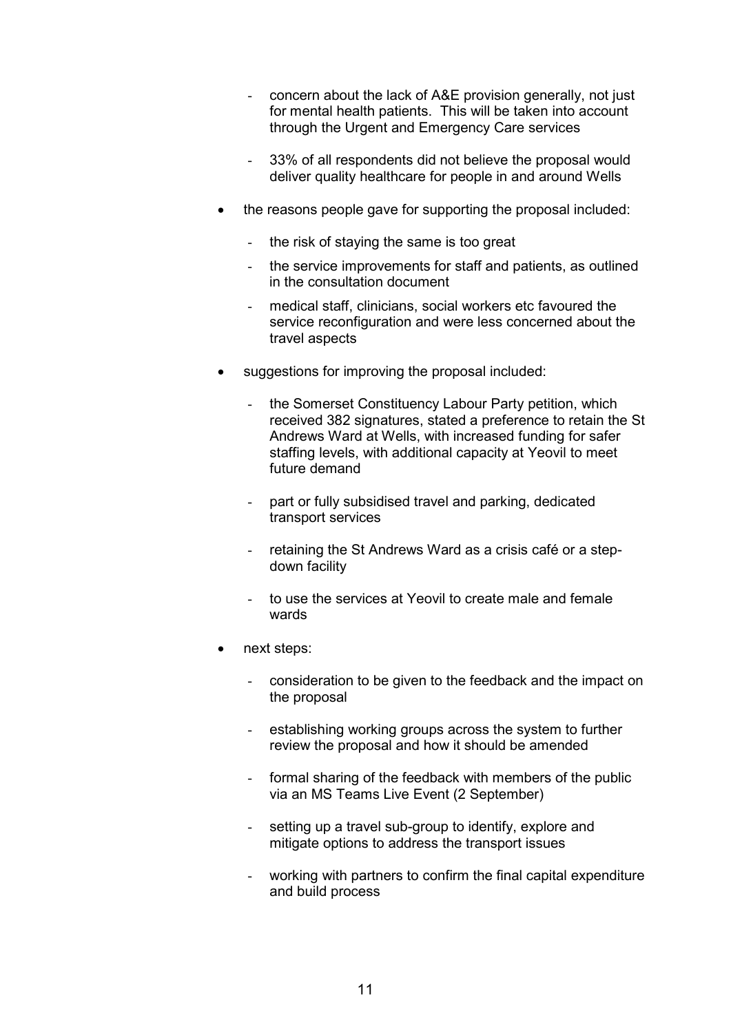- concern about the lack of A&E provision generally, not just for mental health patients. This will be taken into account through the Urgent and Emergency Care services

  - 33% of all respondents did not believe the proposal would deliver quality healthcare for people in and around Wells

- the reasons people gave for supporting the proposal included:

  - the risk of staying the same is too great

  - the service improvements for staff and patients, as outlined in the consultation document

  - medical staff, clinicians, social workers etc favoured the service reconfiguration and were less concerned about the travel aspects

- suggestions for improving the proposal included:

  - the Somerset Constituency Labour Party petition, which received 382 signatures, stated a preference to retain the St Andrews Ward at Wells, with increased funding for safer staffing levels, with additional capacity at Yeovil to meet future demand

  - part or fully subsidised travel and parking, dedicated transport services

  - retaining the St Andrews Ward as a crisis café or a step-down facility

  - to use the services at Yeovil to create male and female wards

- next steps:

  - consideration to be given to the feedback and the impact on the proposal

  - establishing working groups across the system to further review the proposal and how it should be amended

  - formal sharing of the feedback with members of the public via an MS Teams Live Event (2 September)

  - setting up a travel sub-group to identify, explore and mitigate options to address the transport issues

  - working with partners to confirm the final capital expenditure and build process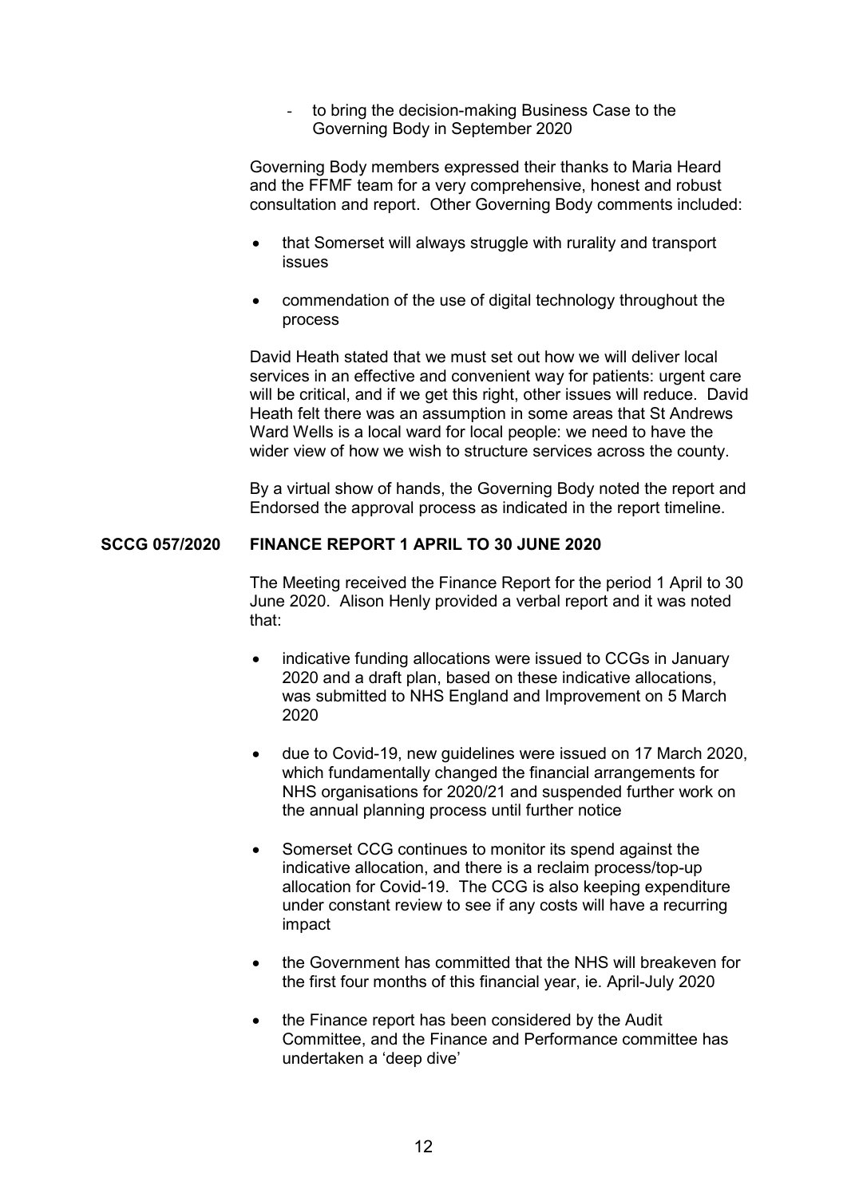- to bring the decision-making Business Case to the Governing Body in September 2020

Governing Body members expressed their thanks to Maria Heard and the FFMF team for a very comprehensive, honest and robust consultation and report. Other Governing Body comments included:

- that Somerset will always struggle with rurality and transport issues
- commendation of the use of digital technology throughout the process

David Heath stated that we must set out how we will deliver local services in an effective and convenient way for patients: urgent care will be critical, and if we get this right, other issues will reduce. David Heath felt there was an assumption in some areas that St Andrews Ward Wells is a local ward for local people: we need to have the wider view of how we wish to structure services across the county.

By a virtual show of hands, the Governing Body noted the report and Endorsed the approval process as indicated in the report timeline.

**SCCG 057/2020 FINANCE REPORT 1 APRIL TO 30 JUNE 2020**

The Meeting received the Finance Report for the period 1 April to 30 June 2020. Alison Henly provided a verbal report and it was noted that:

- indicative funding allocations were issued to CCGs in January 2020 and a draft plan, based on these indicative allocations, was submitted to NHS England and Improvement on 5 March 2020
- due to Covid-19, new guidelines were issued on 17 March 2020, which fundamentally changed the financial arrangements for NHS organisations for 2020/21 and suspended further work on the annual planning process until further notice
- Somerset CCG continues to monitor its spend against the indicative allocation, and there is a reclaim process/top-up allocation for Covid-19. The CCG is also keeping expenditure under constant review to see if any costs will have a recurring impact
- the Government has committed that the NHS will breakeven for the first four months of this financial year, ie. April-July 2020
- the Finance report has been considered by the Audit Committee, and the Finance and Performance committee has undertaken a 'deep dive'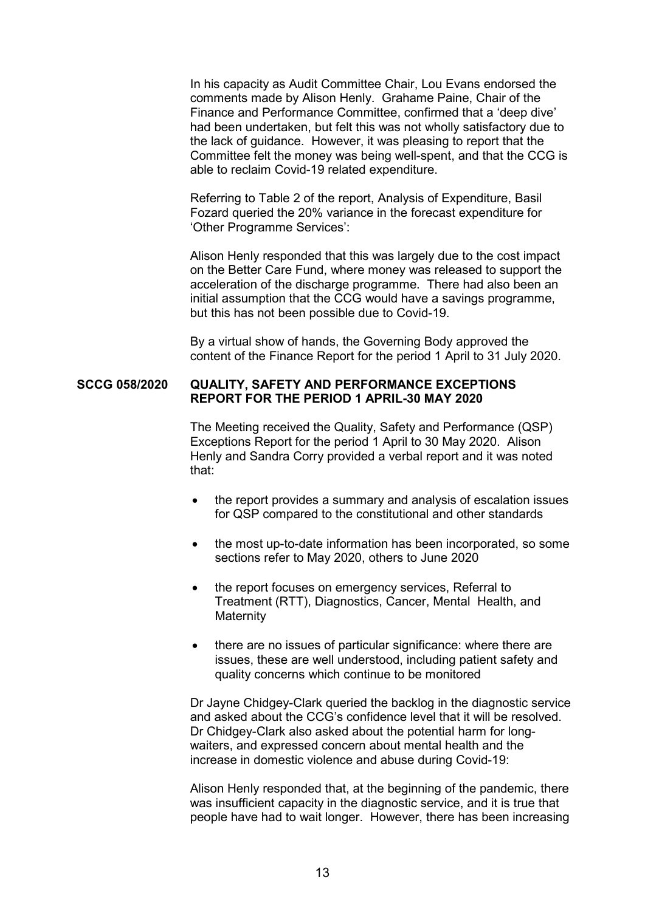In his capacity as Audit Committee Chair, Lou Evans endorsed the comments made by Alison Henly. Grahame Paine, Chair of the Finance and Performance Committee, confirmed that a 'deep dive' had been undertaken, but felt this was not wholly satisfactory due to the lack of guidance. However, it was pleasing to report that the Committee felt the money was being well-spent, and that the CCG is able to reclaim Covid-19 related expenditure.

Referring to Table 2 of the report, Analysis of Expenditure, Basil Fozard queried the 20% variance in the forecast expenditure for 'Other Programme Services':

Alison Henly responded that this was largely due to the cost impact on the Better Care Fund, where money was released to support the acceleration of the discharge programme. There had also been an initial assumption that the CCG would have a savings programme, but this has not been possible due to Covid-19.

By a virtual show of hands, the Governing Body approved the content of the Finance Report for the period 1 April to 31 July 2020.

**SCCG 058/2020 QUALITY, SAFETY AND PERFORMANCE EXCEPTIONS REPORT FOR THE PERIOD 1 APRIL-30 MAY 2020**

The Meeting received the Quality, Safety and Performance (QSP) Exceptions Report for the period 1 April to 30 May 2020. Alison Henly and Sandra Corry provided a verbal report and it was noted that:

- the report provides a summary and analysis of escalation issues for QSP compared to the constitutional and other standards
- the most up-to-date information has been incorporated, so some sections refer to May 2020, others to June 2020
- the report focuses on emergency services, Referral to Treatment (RTT), Diagnostics, Cancer, Mental Health, and Maternity
- there are no issues of particular significance: where there are issues, these are well understood, including patient safety and quality concerns which continue to be monitored

Dr Jayne Chidgey-Clark queried the backlog in the diagnostic service and asked about the CCG's confidence level that it will be resolved. Dr Chidgey-Clark also asked about the potential harm for long-waiters, and expressed concern about mental health and the increase in domestic violence and abuse during Covid-19:

Alison Henly responded that, at the beginning of the pandemic, there was insufficient capacity in the diagnostic service, and it is true that people have had to wait longer. However, there has been increasing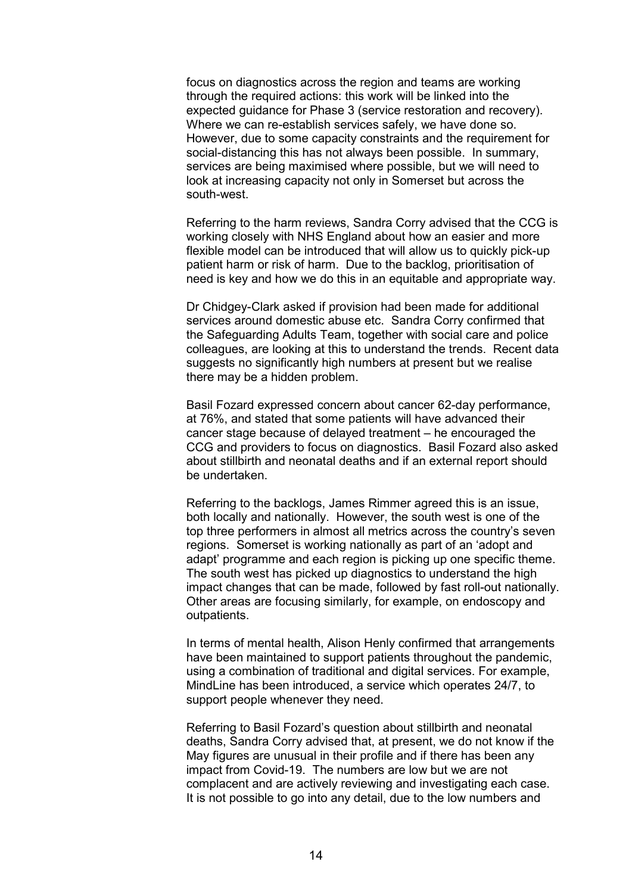focus on diagnostics across the region and teams are working through the required actions: this work will be linked into the expected guidance for Phase 3 (service restoration and recovery). Where we can re-establish services safely, we have done so. However, due to some capacity constraints and the requirement for social-distancing this has not always been possible. In summary, services are being maximised where possible, but we will need to look at increasing capacity not only in Somerset but across the south-west.

Referring to the harm reviews, Sandra Corry advised that the CCG is working closely with NHS England about how an easier and more flexible model can be introduced that will allow us to quickly pick-up patient harm or risk of harm. Due to the backlog, prioritisation of need is key and how we do this in an equitable and appropriate way.

Dr Chidgey-Clark asked if provision had been made for additional services around domestic abuse etc. Sandra Corry confirmed that the Safeguarding Adults Team, together with social care and police colleagues, are looking at this to understand the trends. Recent data suggests no significantly high numbers at present but we realise there may be a hidden problem.

Basil Fozard expressed concern about cancer 62-day performance, at 76%, and stated that some patients will have advanced their cancer stage because of delayed treatment – he encouraged the CCG and providers to focus on diagnostics. Basil Fozard also asked about stillbirth and neonatal deaths and if an external report should be undertaken.

Referring to the backlogs, James Rimmer agreed this is an issue, both locally and nationally. However, the south west is one of the top three performers in almost all metrics across the country's seven regions. Somerset is working nationally as part of an 'adopt and adapt' programme and each region is picking up one specific theme. The south west has picked up diagnostics to understand the high impact changes that can be made, followed by fast roll-out nationally. Other areas are focusing similarly, for example, on endoscopy and outpatients.

In terms of mental health, Alison Henly confirmed that arrangements have been maintained to support patients throughout the pandemic, using a combination of traditional and digital services. For example, MindLine has been introduced, a service which operates 24/7, to support people whenever they need.

Referring to Basil Fozard's question about stillbirth and neonatal deaths, Sandra Corry advised that, at present, we do not know if the May figures are unusual in their profile and if there has been any impact from Covid-19. The numbers are low but we are not complacent and are actively reviewing and investigating each case. It is not possible to go into any detail, due to the low numbers and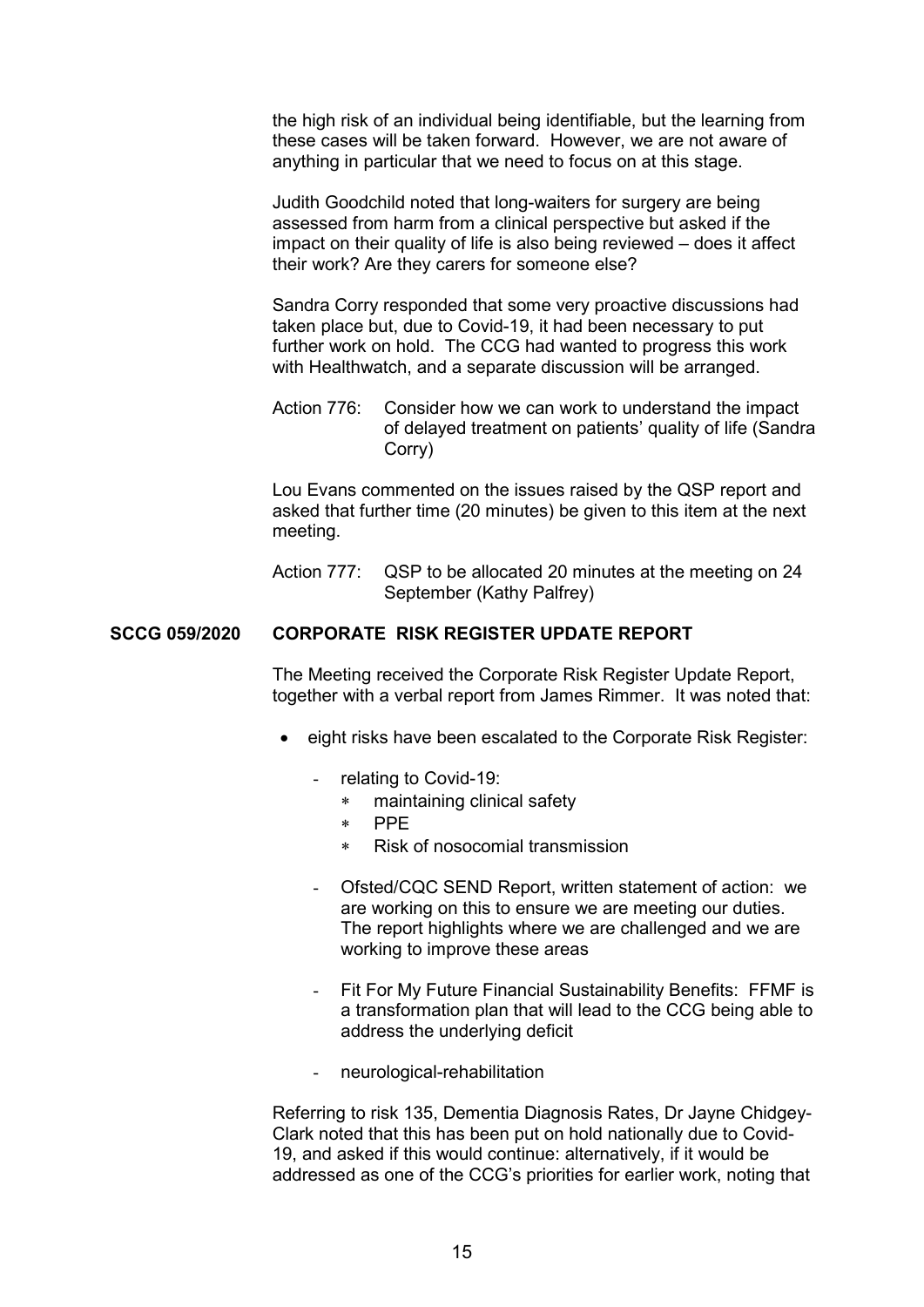the high risk of an individual being identifiable, but the learning from these cases will be taken forward. However, we are not aware of anything in particular that we need to focus on at this stage.

Judith Goodchild noted that long-waiters for surgery are being assessed from harm from a clinical perspective but asked if the impact on their quality of life is also being reviewed – does it affect their work? Are they carers for someone else?

Sandra Corry responded that some very proactive discussions had taken place but, due to Covid-19, it had been necessary to put further work on hold. The CCG had wanted to progress this work with Healthwatch, and a separate discussion will be arranged.

Action 776: Consider how we can work to understand the impact of delayed treatment on patients' quality of life (Sandra Corry)

Lou Evans commented on the issues raised by the QSP report and asked that further time (20 minutes) be given to this item at the next meeting.

Action 777: QSP to be allocated 20 minutes at the meeting on 24 September (Kathy Palfrey)

**SCCG 059/2020 CORPORATE RISK REGISTER UPDATE REPORT**

The Meeting received the Corporate Risk Register Update Report, together with a verbal report from James Rimmer. It was noted that:

- eight risks have been escalated to the Corporate Risk Register:
  - relating to Covid-19:
    - maintaining clinical safety
    - PPE
    - Risk of nosocomial transmission
  - Ofsted/CQC SEND Report, written statement of action: we are working on this to ensure we are meeting our duties. The report highlights where we are challenged and we are working to improve these areas
  - Fit For My Future Financial Sustainability Benefits: FFMF is a transformation plan that will lead to the CCG being able to address the underlying deficit
  - neurological-rehabilitation

Referring to risk 135, Dementia Diagnosis Rates, Dr Jayne Chidgey-Clark noted that this has been put on hold nationally due to Covid-19, and asked if this would continue: alternatively, if it would be addressed as one of the CCG's priorities for earlier work, noting that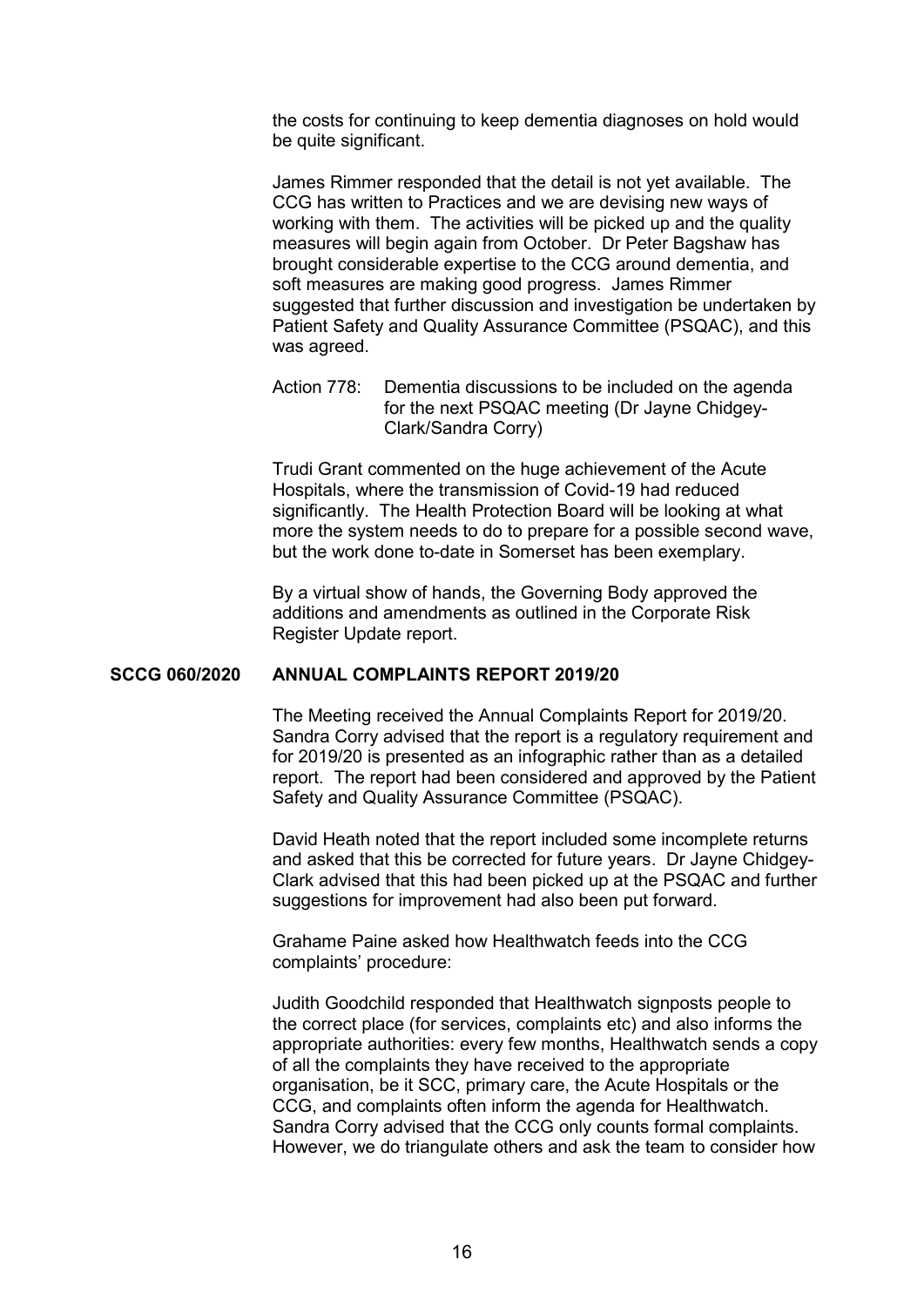the costs for continuing to keep dementia diagnoses on hold would be quite significant.

James Rimmer responded that the detail is not yet available. The CCG has written to Practices and we are devising new ways of working with them. The activities will be picked up and the quality measures will begin again from October. Dr Peter Bagshaw has brought considerable expertise to the CCG around dementia, and soft measures are making good progress. James Rimmer suggested that further discussion and investigation be undertaken by Patient Safety and Quality Assurance Committee (PSQAC), and this was agreed.

Action 778: Dementia discussions to be included on the agenda for the next PSQAC meeting (Dr Jayne Chidgey-Clark/Sandra Corry)

Trudi Grant commented on the huge achievement of the Acute Hospitals, where the transmission of Covid-19 had reduced significantly. The Health Protection Board will be looking at what more the system needs to do to prepare for a possible second wave, but the work done to-date in Somerset has been exemplary.

By a virtual show of hands, the Governing Body approved the additions and amendments as outlined in the Corporate Risk Register Update report.

## SCCG 060/2020 ANNUAL COMPLAINTS REPORT 2019/20

The Meeting received the Annual Complaints Report for 2019/20. Sandra Corry advised that the report is a regulatory requirement and for 2019/20 is presented as an infographic rather than as a detailed report. The report had been considered and approved by the Patient Safety and Quality Assurance Committee (PSQAC).

David Heath noted that the report included some incomplete returns and asked that this be corrected for future years. Dr Jayne Chidgey-Clark advised that this had been picked up at the PSQAC and further suggestions for improvement had also been put forward.

Grahame Paine asked how Healthwatch feeds into the CCG complaints' procedure:

Judith Goodchild responded that Healthwatch signposts people to the correct place (for services, complaints etc) and also informs the appropriate authorities: every few months, Healthwatch sends a copy of all the complaints they have received to the appropriate organisation, be it SCC, primary care, the Acute Hospitals or the CCG, and complaints often inform the agenda for Healthwatch. Sandra Corry advised that the CCG only counts formal complaints. However, we do triangulate others and ask the team to consider how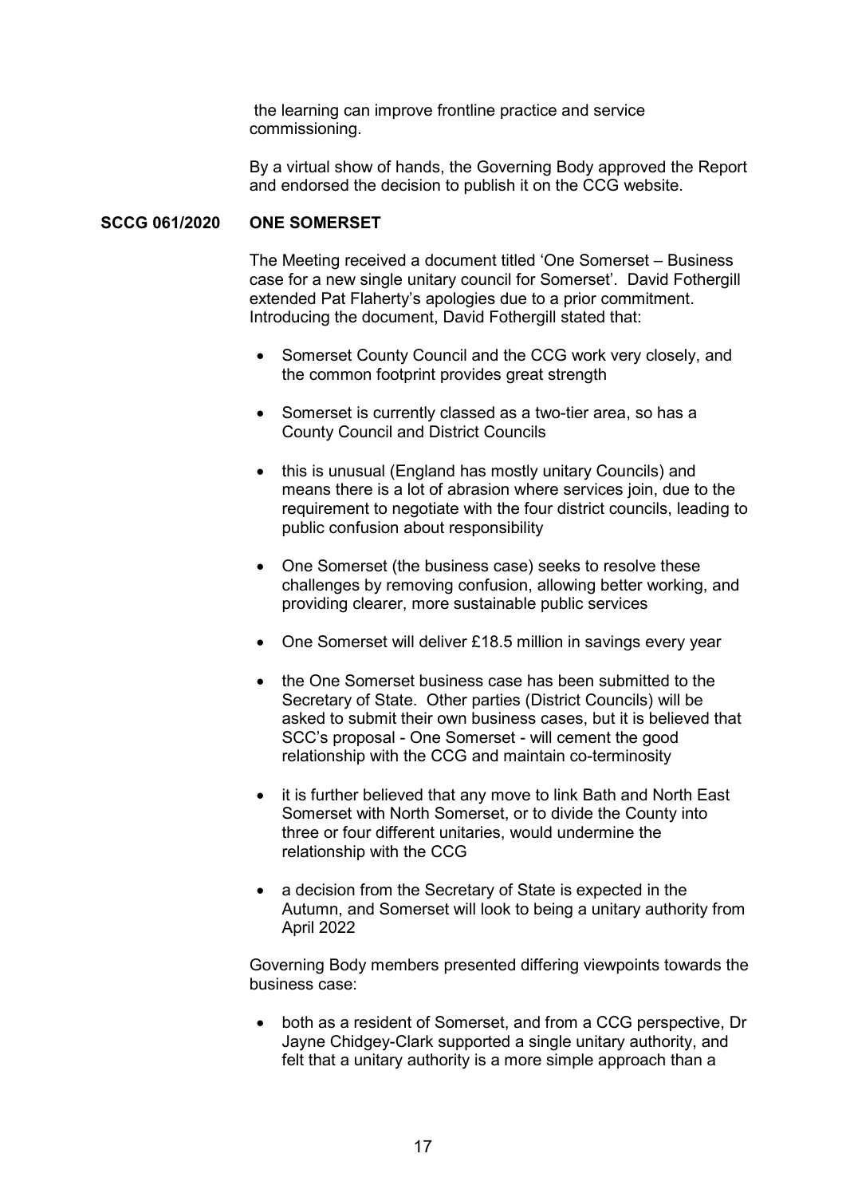the learning can improve frontline practice and service commissioning.

By a virtual show of hands, the Governing Body approved the Report and endorsed the decision to publish it on the CCG website.

**SCCG 061/2020 ONE SOMERSET**

The Meeting received a document titled 'One Somerset – Business case for a new single unitary council for Somerset'. David Fothergill extended Pat Flaherty's apologies due to a prior commitment. Introducing the document, David Fothergill stated that:

- Somerset County Council and the CCG work very closely, and the common footprint provides great strength
- Somerset is currently classed as a two-tier area, so has a County Council and District Councils
- this is unusual (England has mostly unitary Councils) and means there is a lot of abrasion where services join, due to the requirement to negotiate with the four district councils, leading to public confusion about responsibility
- One Somerset (the business case) seeks to resolve these challenges by removing confusion, allowing better working, and providing clearer, more sustainable public services
- One Somerset will deliver £18.5 million in savings every year
- the One Somerset business case has been submitted to the Secretary of State. Other parties (District Councils) will be asked to submit their own business cases, but it is believed that SCC's proposal - One Somerset - will cement the good relationship with the CCG and maintain co-terminosity
- it is further believed that any move to link Bath and North East Somerset with North Somerset, or to divide the County into three or four different unitaries, would undermine the relationship with the CCG
- a decision from the Secretary of State is expected in the Autumn, and Somerset will look to being a unitary authority from April 2022

Governing Body members presented differing viewpoints towards the business case:

- both as a resident of Somerset, and from a CCG perspective, Dr Jayne Chidgey-Clark supported a single unitary authority, and felt that a unitary authority is a more simple approach than a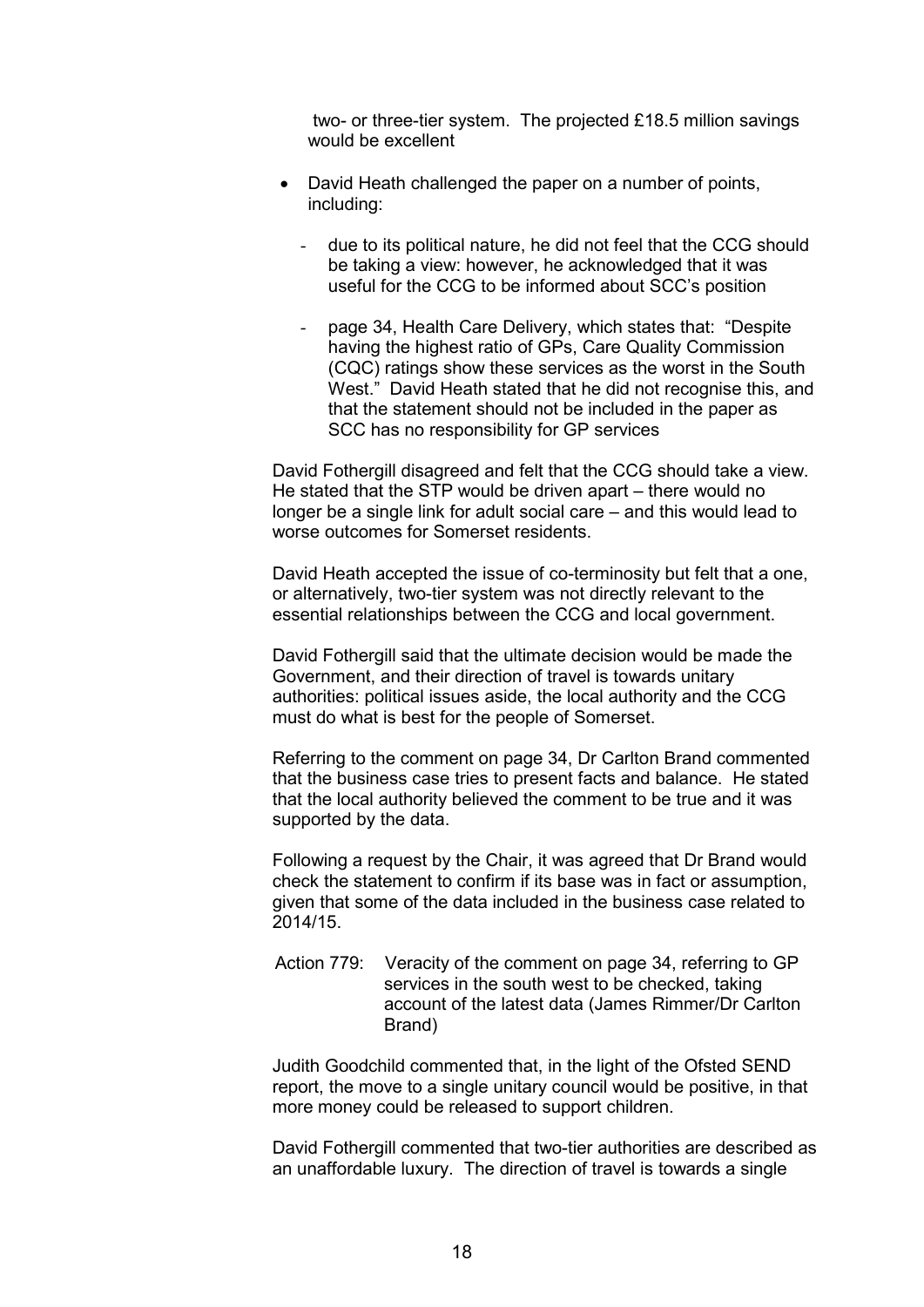two- or three-tier system. The projected £18.5 million savings would be excellent

- David Heath challenged the paper on a number of points, including:
  - due to its political nature, he did not feel that the CCG should be taking a view: however, he acknowledged that it was useful for the CCG to be informed about SCC's position
  - page 34, Health Care Delivery, which states that: "Despite having the highest ratio of GPs, Care Quality Commission (CQC) ratings show these services as the worst in the South West." David Heath stated that he did not recognise this, and that the statement should not be included in the paper as SCC has no responsibility for GP services

David Fothergill disagreed and felt that the CCG should take a view. He stated that the STP would be driven apart – there would no longer be a single link for adult social care – and this would lead to worse outcomes for Somerset residents.

David Heath accepted the issue of co-terminosity but felt that a one, or alternatively, two-tier system was not directly relevant to the essential relationships between the CCG and local government.

David Fothergill said that the ultimate decision would be made the Government, and their direction of travel is towards unitary authorities: political issues aside, the local authority and the CCG must do what is best for the people of Somerset.

Referring to the comment on page 34, Dr Carlton Brand commented that the business case tries to present facts and balance. He stated that the local authority believed the comment to be true and it was supported by the data.

Following a request by the Chair, it was agreed that Dr Brand would check the statement to confirm if its base was in fact or assumption, given that some of the data included in the business case related to 2014/15.

Action 779: Veracity of the comment on page 34, referring to GP services in the south west to be checked, taking account of the latest data (James Rimmer/Dr Carlton Brand)

Judith Goodchild commented that, in the light of the Ofsted SEND report, the move to a single unitary council would be positive, in that more money could be released to support children.

David Fothergill commented that two-tier authorities are described as an unaffordable luxury. The direction of travel is towards a single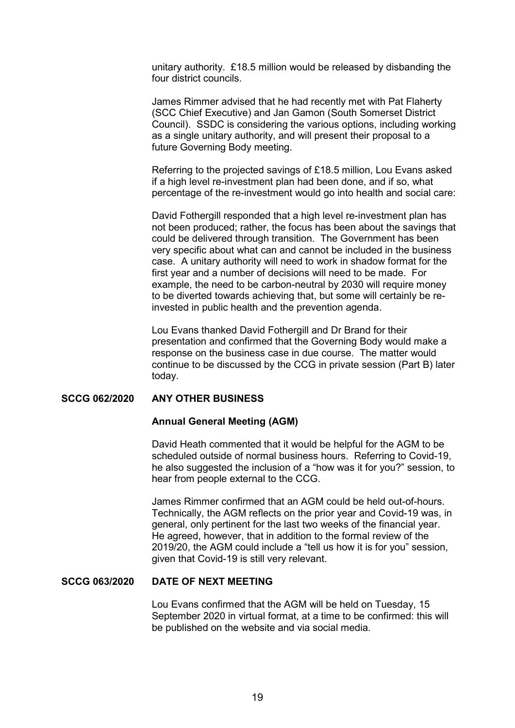unitary authority. £18.5 million would be released by disbanding the four district councils.

James Rimmer advised that he had recently met with Pat Flaherty (SCC Chief Executive) and Jan Gamon (South Somerset District Council). SSDC is considering the various options, including working as a single unitary authority, and will present their proposal to a future Governing Body meeting.

Referring to the projected savings of £18.5 million, Lou Evans asked if a high level re-investment plan had been done, and if so, what percentage of the re-investment would go into health and social care:

David Fothergill responded that a high level re-investment plan has not been produced; rather, the focus has been about the savings that could be delivered through transition. The Government has been very specific about what can and cannot be included in the business case. A unitary authority will need to work in shadow format for the first year and a number of decisions will need to be made. For example, the need to be carbon-neutral by 2030 will require money to be diverted towards achieving that, but some will certainly be re-invested in public health and the prevention agenda.

Lou Evans thanked David Fothergill and Dr Brand for their presentation and confirmed that the Governing Body would make a response on the business case in due course. The matter would continue to be discussed by the CCG in private session (Part B) later today.

**SCCG 062/2020 ANY OTHER BUSINESS**

**Annual General Meeting (AGM)**

David Heath commented that it would be helpful for the AGM to be scheduled outside of normal business hours. Referring to Covid-19, he also suggested the inclusion of a "how was it for you?" session, to hear from people external to the CCG.

James Rimmer confirmed that an AGM could be held out-of-hours. Technically, the AGM reflects on the prior year and Covid-19 was, in general, only pertinent for the last two weeks of the financial year. He agreed, however, that in addition to the formal review of the 2019/20, the AGM could include a "tell us how it is for you" session, given that Covid-19 is still very relevant.

**SCCG 063/2020 DATE OF NEXT MEETING**

Lou Evans confirmed that the AGM will be held on Tuesday, 15 September 2020 in virtual format, at a time to be confirmed: this will be published on the website and via social media.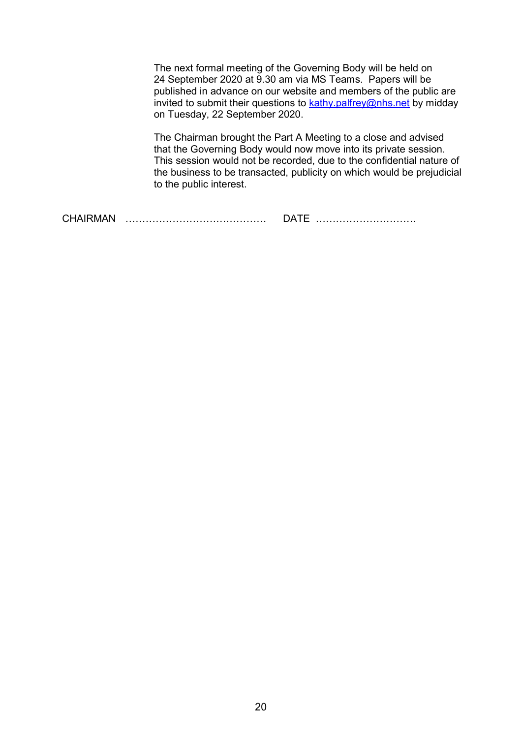The next formal meeting of the Governing Body will be held on 24 September 2020 at 9.30 am via MS Teams. Papers will be published in advance on our website and members of the public are invited to submit their questions to kathy.palfrey@nhs.net by midday on Tuesday, 22 September 2020.

The Chairman brought the Part A Meeting to a close and advised that the Governing Body would now move into its private session. This session would not be recorded, due to the confidential nature of the business to be transacted, publicity on which would be prejudicial to the public interest.

CHAIRMAN …………………………………… DATE …………………………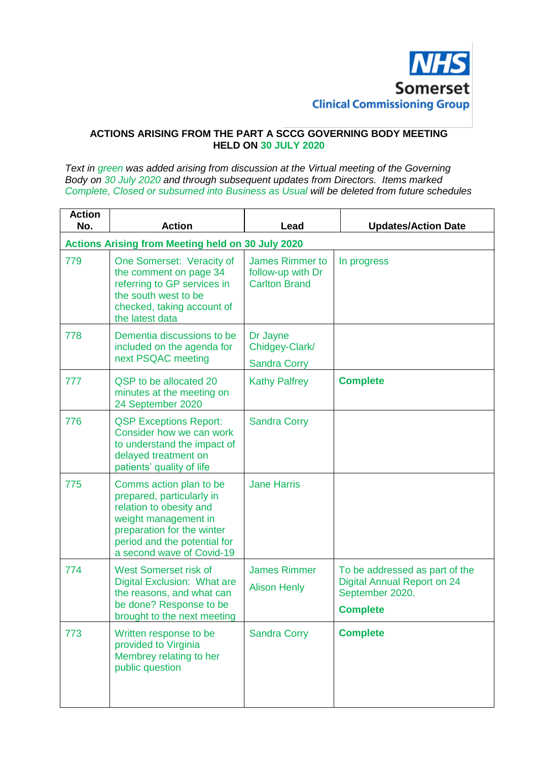NHS Somerset Clinical Commissioning Group

**ACTIONS ARISING FROM THE PART A SCCG GOVERNING BODY MEETING HELD ON 30 JULY 2020**

*Text in green was added arising from discussion at the Virtual meeting of the Governing Body on 30 July 2020 and through subsequent updates from Directors. Items marked Complete, Closed or subsumed into Business as Usual will be deleted from future schedules*

| Action No. | Action | Lead | Updates/Action Date |
|---|---|---|---|
| **Actions Arising from Meeting held on 30 July 2020** | | | |
| 779 | One Somerset: Veracity of the comment on page 34 referring to GP services in the south west to be checked, taking account of the latest data | James Rimmer to follow-up with Dr Carlton Brand | In progress |
| 778 | Dementia discussions to be included on the agenda for next PSQAC meeting | Dr Jayne Chidgey-Clark/ Sandra Corry | |
| 777 | QSP to be allocated 20 minutes at the meeting on 24 September 2020 | Kathy Palfrey | **Complete** |
| 776 | QSP Exceptions Report: Consider how we can work to understand the impact of delayed treatment on patients' quality of life | Sandra Corry | |
| 775 | Comms action plan to be prepared, particularly in relation to obesity and weight management in preparation for the winter period and the potential for a second wave of Covid-19 | Jane Harris | |
| 774 | West Somerset risk of Digital Exclusion: What are the reasons, and what can be done? Response to be brought to the next meeting | James Rimmer<br>Alison Henly | To be addressed as part of the Digital Annual Report on 24 September 2020.<br>**Complete** |
| 773 | Written response to be provided to Virginia Membrey relating to her public question | Sandra Corry | **Complete** |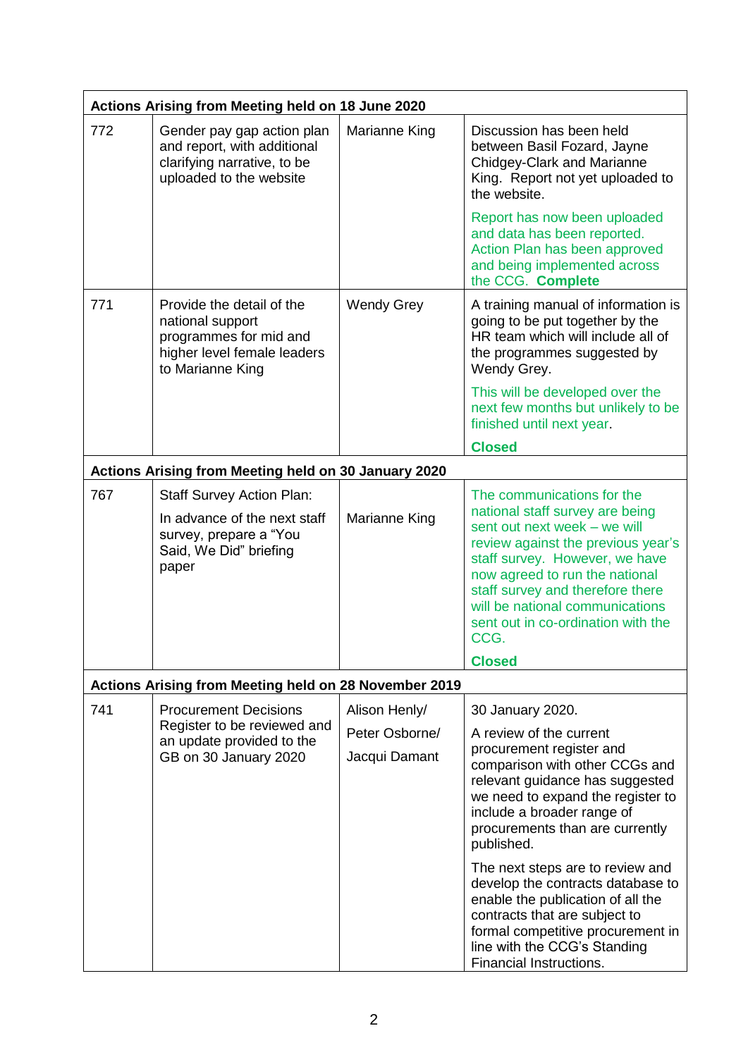| | | | |
|---|---|---|---|
| **Actions Arising from Meeting held on 18 June 2020** | | | |
| 772 | Gender pay gap action plan and report, with additional clarifying narrative, to be uploaded to the website | Marianne King | Discussion has been held between Basil Fozard, Jayne Chidgey-Clark and Marianne King. Report not yet uploaded to the website.<br><br>Report has now been uploaded and data has been reported. Action Plan has been approved and being implemented across the CCG. **Complete** |
| 771 | Provide the detail of the national support programmes for mid and higher level female leaders to Marianne King | Wendy Grey | A training manual of information is going to be put together by the HR team which will include all of the programmes suggested by Wendy Grey.<br><br>This will be developed over the next few months but unlikely to be finished until next year.<br><br>**Closed** |
| **Actions Arising from Meeting held on 30 January 2020** | | | |
| 767 | Staff Survey Action Plan:<br><br>In advance of the next staff survey, prepare a "You Said, We Did" briefing paper | Marianne King | The communications for the national staff survey are being sent out next week – we will review against the previous year's staff survey. However, we have now agreed to run the national staff survey and therefore there will be national communications sent out in co-ordination with the CCG.<br><br>**Closed** |
| **Actions Arising from Meeting held on 28 November 2019** | | | |
| 741 | Procurement Decisions Register to be reviewed and an update provided to the GB on 30 January 2020 | Alison Henly/<br>Peter Osborne/<br>Jacqui Damant | 30 January 2020.<br><br>A review of the current procurement register and comparison with other CCGs and relevant guidance has suggested we need to expand the register to include a broader range of procurements than are currently published.<br><br>The next steps are to review and develop the contracts database to enable the publication of all the contracts that are subject to formal competitive procurement in line with the CCG's Standing Financial Instructions. |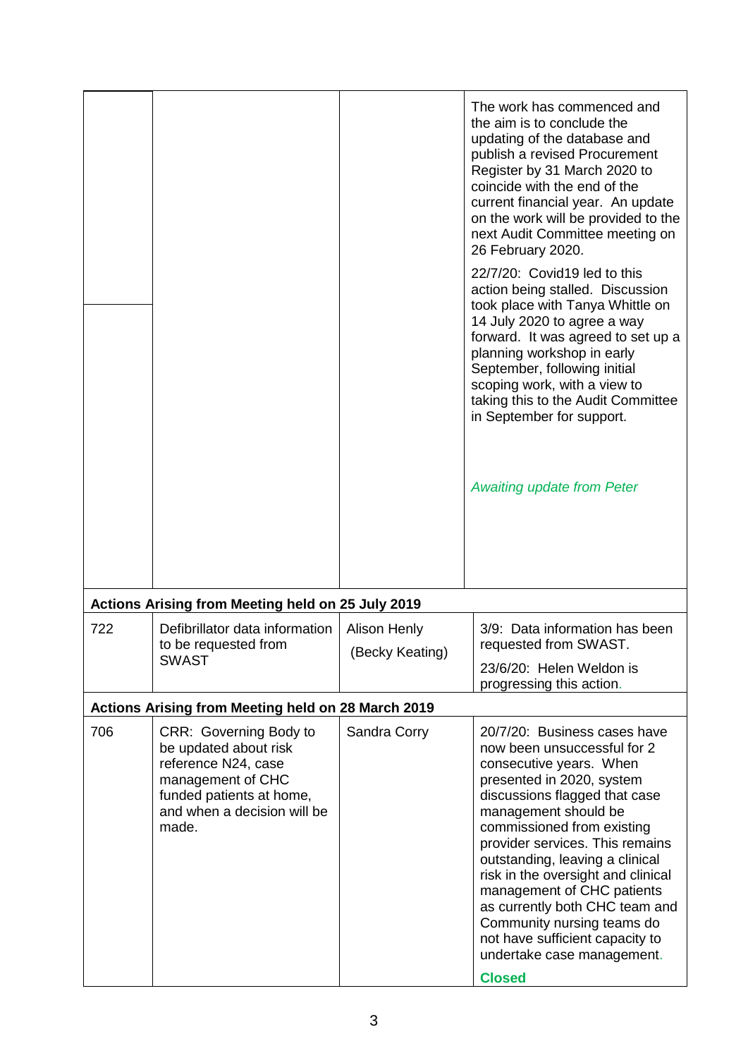| | | | |
|---|---|---|---|
| | | | The work has commenced and the aim is to conclude the updating of the database and publish a revised Procurement Register by 31 March 2020 to coincide with the end of the current financial year. An update on the work will be provided to the next Audit Committee meeting on 26 February 2020.<br><br>22/7/20: Covid19 led to this action being stalled. Discussion took place with Tanya Whittle on 14 July 2020 to agree a way forward. It was agreed to set up a planning workshop in early September, following initial scoping work, with a view to taking this to the Audit Committee in September for support.<br><br>*Awaiting update from Peter* |
| **Actions Arising from Meeting held on 25 July 2019** | | | |
| 722 | Defibrillator data information to be requested from SWAST | Alison Henly<br><br>(Becky Keating) | 3/9: Data information has been requested from SWAST.<br><br>23/6/20: Helen Weldon is progressing this action. |
| **Actions Arising from Meeting held on 28 March 2019** | | | |
| 706 | CRR: Governing Body to be updated about risk reference N24, case management of CHC funded patients at home, and when a decision will be made. | Sandra Corry | 20/7/20: Business cases have now been unsuccessful for 2 consecutive years. When presented in 2020, system discussions flagged that case management should be commissioned from existing provider services. This remains outstanding, leaving a clinical risk in the oversight and clinical management of CHC patients as currently both CHC team and Community nursing teams do not have sufficient capacity to undertake case management.<br><br>**Closed** |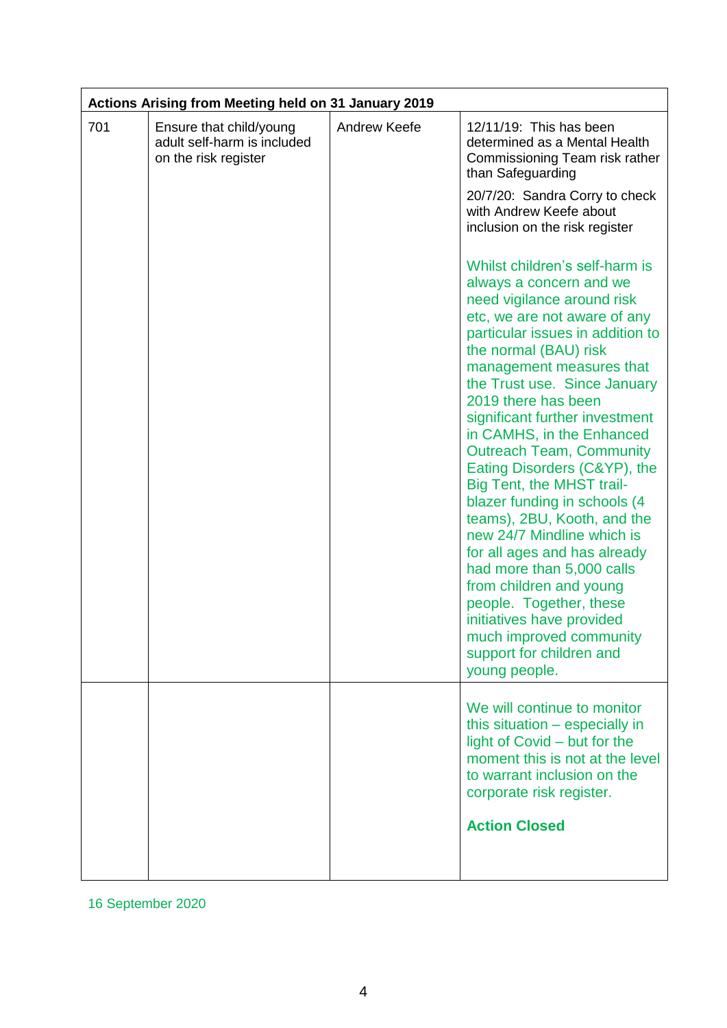| Actions Arising from Meeting held on 31 January 2019 | | | |
|---|---|---|---|
| 701 | Ensure that child/young adult self-harm is included on the risk register | Andrew Keefe | 12/11/19: This has been determined as a Mental Health Commissioning Team risk rather than Safeguarding<br><br>20/7/20: Sandra Corry to check with Andrew Keefe about inclusion on the risk register<br><br>Whilst children's self-harm is always a concern and we need vigilance around risk etc, we are not aware of any particular issues in addition to the normal (BAU) risk management measures that the Trust use. Since January 2019 there has been significant further investment in CAMHS, in the Enhanced Outreach Team, Community Eating Disorders (C&YP), the Big Tent, the MHST trail-blazer funding in schools (4 teams), 2BU, Kooth, and the new 24/7 Mindline which is for all ages and has already had more than 5,000 calls from children and young people. Together, these initiatives have provided much improved community support for children and young people. |
| | | | We will continue to monitor this situation – especially in light of Covid – but for the moment this is not at the level to warrant inclusion on the corporate risk register.<br><br>**Action Closed** |

16 September 2020